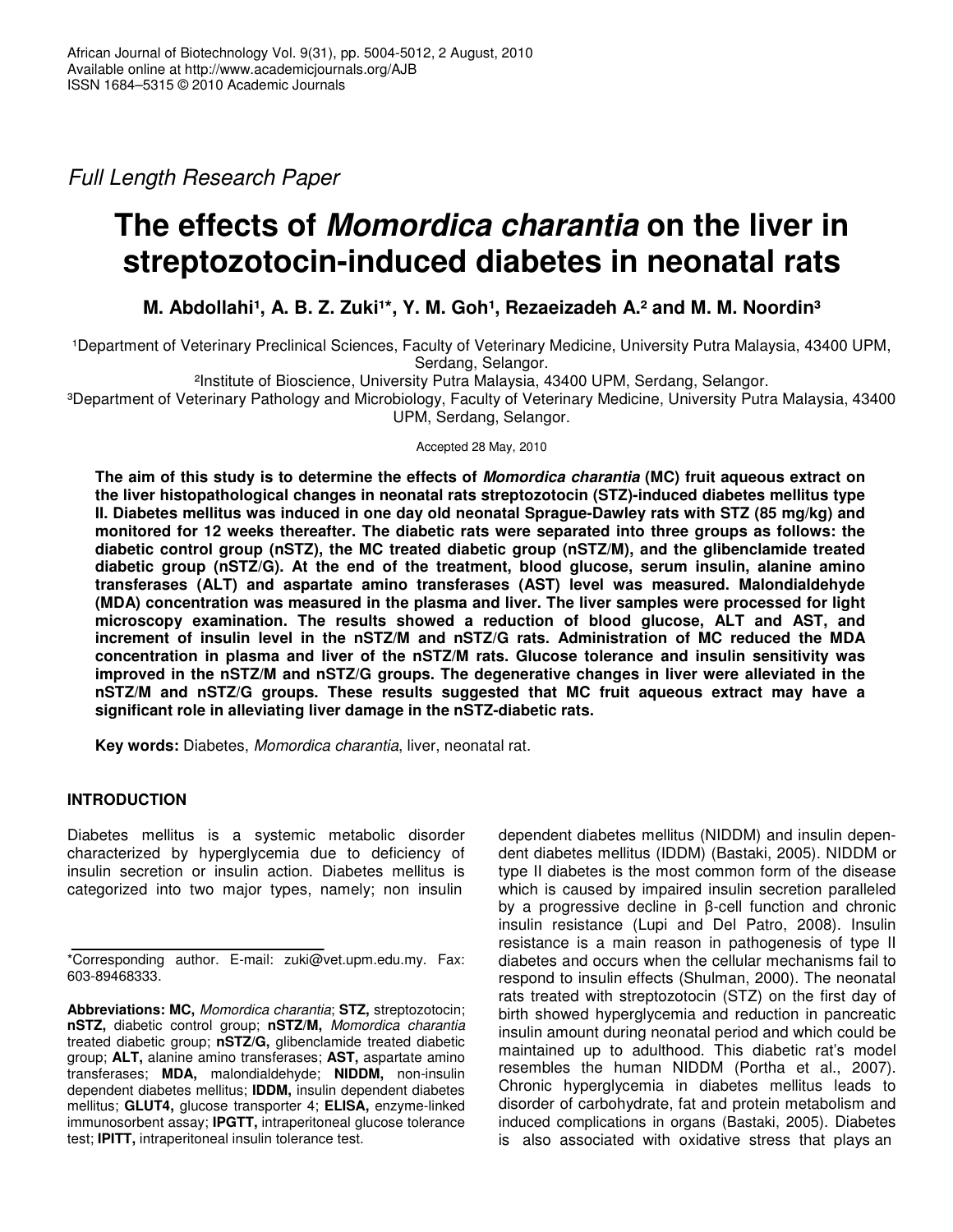*Full Length Research Paper*

# The effects of *Momordica charantia* on the liver in streptozotocin-induced diabetes in neonatal rats

**M. Abdollahi[1], A. B. Z. Zuki[1]*, Y. M. Goh[1], Rezaeizadeh A.[2] and M. M. Noordin[3]**

[1]Department of Veterinary Preclinical Sciences, Faculty of Veterinary Medicine, University Putra Malaysia, 43400 UPM, Serdang, Selangor.

[2]Institute of Bioscience, University Putra Malaysia, 43400 UPM, Serdang, Selangor.

[3]Department of Veterinary Pathology and Microbiology, Faculty of Veterinary Medicine, University Putra Malaysia, 43400 UPM, Serdang, Selangor.

Accepted 28 May, 2010

**The aim of this study is to determine the effects of *Momordica charantia* (MC) fruit aqueous extract on the liver histopathological changes in neonatal rats streptozotocin (STZ)-induced diabetes mellitus type II. Diabetes mellitus was induced in one day old neonatal Sprague-Dawley rats with STZ (85 mg/kg) and monitored for 12 weeks thereafter. The diabetic rats were separated into three groups as follows: the diabetic control group (nSTZ), the MC treated diabetic group (nSTZ/M), and the glibenclamide treated diabetic group (nSTZ/G). At the end of the treatment, blood glucose, serum insulin, alanine amino transferases (ALT) and aspartate amino transferases (AST) level was measured. Malondialdehyde (MDA) concentration was measured in the plasma and liver. The liver samples were processed for light microscopy examination. The results showed a reduction of blood glucose, ALT and AST, and increment of insulin level in the nSTZ/M and nSTZ/G rats. Administration of MC reduced the MDA concentration in plasma and liver of the nSTZ/M rats. Glucose tolerance and insulin sensitivity was improved in the nSTZ/M and nSTZ/G groups. The degenerative changes in liver were alleviated in the nSTZ/M and nSTZ/G groups. These results suggested that MC fruit aqueous extract may have a significant role in alleviating liver damage in the nSTZ-diabetic rats.**

**Key words:** Diabetes, *Momordica charantia*, liver, neonatal rat.

## INTRODUCTION

Diabetes mellitus is a systemic metabolic disorder characterized by hyperglycemia due to deficiency of insulin secretion or insulin action. Diabetes mellitus is categorized into two major types, namely; non insulin dependent diabetes mellitus (NIDDM) and insulin dependent diabetes mellitus (IDDM) (Bastaki, 2005). NIDDM or type II diabetes is the most common form of the disease which is caused by impaired insulin secretion paralleled by a progressive decline in β-cell function and chronic insulin resistance (Lupi and Del Patro, 2008). Insulin resistance is a main reason in pathogenesis of type II diabetes and occurs when the cellular mechanisms fail to respond to insulin effects (Shulman, 2000). The neonatal rats treated with streptozotocin (STZ) on the first day of birth showed hyperglycemia and reduction in pancreatic insulin amount during neonatal period and which could be maintained up to adulthood. This diabetic rat's model resembles the human NIDDM (Portha et al., 2007). Chronic hyperglycemia in diabetes mellitus leads to disorder of carbohydrate, fat and protein metabolism and induced complications in organs (Bastaki, 2005). Diabetes is also associated with oxidative stress that plays an

---

*Corresponding author. E-mail: zuki@vet.upm.edu.my. Fax: 603-89468333.

**Abbreviations: MC,** *Momordica charantia*; **STZ,** streptozotocin; **nSTZ,** diabetic control group; **nSTZ/M,** *Momordica charantia* treated diabetic group; **nSTZ/G,** glibenclamide treated diabetic group; **ALT,** alanine amino transferases; **AST,** aspartate amino transferases; **MDA,** malondialdehyde; **NIDDM,** non-insulin dependent diabetes mellitus; **IDDM,** insulin dependent diabetes mellitus; **GLUT4,** glucose transporter 4; **ELISA,** enzyme-linked immunosorbent assay; **IPGTT,** intraperitoneal glucose tolerance test; **IPITT,** intraperitoneal insulin tolerance test.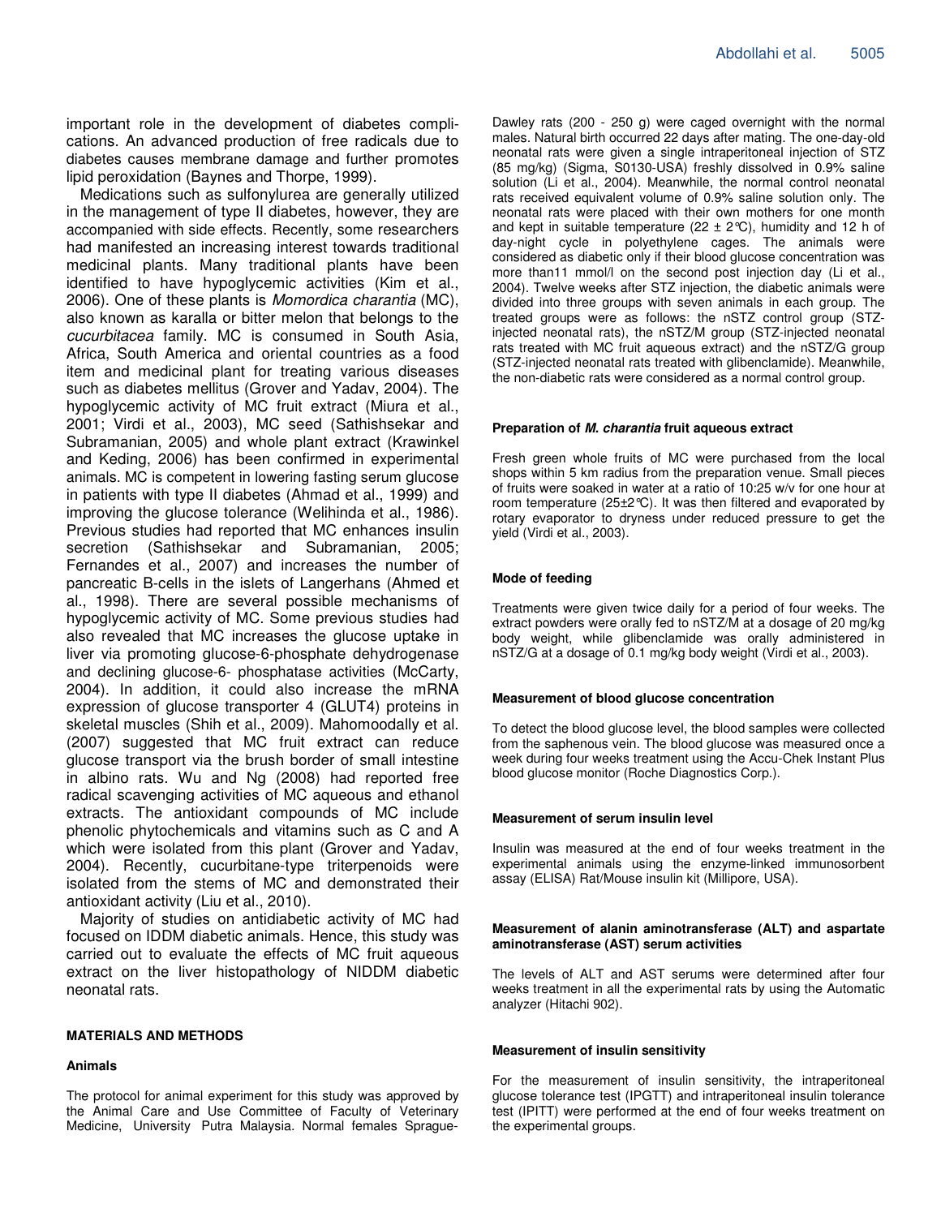important role in the development of diabetes complications. An advanced production of free radicals due to diabetes causes membrane damage and further promotes lipid peroxidation (Baynes and Thorpe, 1999).

Medications such as sulfonylurea are generally utilized in the management of type II diabetes, however, they are accompanied with side effects. Recently, some researchers had manifested an increasing interest towards traditional medicinal plants. Many traditional plants have been identified to have hypoglycemic activities (Kim et al., 2006). One of these plants is *Momordica charantia* (MC), also known as karalla or bitter melon that belongs to the *cucurbitacea* family. MC is consumed in South Asia, Africa, South America and oriental countries as a food item and medicinal plant for treating various diseases such as diabetes mellitus (Grover and Yadav, 2004). The hypoglycemic activity of MC fruit extract (Miura et al., 2001; Virdi et al., 2003), MC seed (Sathishsekar and Subramanian, 2005) and whole plant extract (Krawinkel and Keding, 2006) has been confirmed in experimental animals. MC is competent in lowering fasting serum glucose in patients with type II diabetes (Ahmad et al., 1999) and improving the glucose tolerance (Welihinda et al., 1986). Previous studies had reported that MC enhances insulin secretion (Sathishsekar and Subramanian, 2005; Fernandes et al., 2007) and increases the number of pancreatic B-cells in the islets of Langerhans (Ahmed et al., 1998). There are several possible mechanisms of hypoglycemic activity of MC. Some previous studies had also revealed that MC increases the glucose uptake in liver via promoting glucose-6-phosphate dehydrogenase and declining glucose-6- phosphatase activities (McCarty, 2004). In addition, it could also increase the mRNA expression of glucose transporter 4 (GLUT4) proteins in skeletal muscles (Shih et al., 2009). Mahomoodally et al. (2007) suggested that MC fruit extract can reduce glucose transport via the brush border of small intestine in albino rats. Wu and Ng (2008) had reported free radical scavenging activities of MC aqueous and ethanol extracts. The antioxidant compounds of MC include phenolic phytochemicals and vitamins such as C and A which were isolated from this plant (Grover and Yadav, 2004). Recently, cucurbitane-type triterpenoids were isolated from the stems of MC and demonstrated their antioxidant activity (Liu et al., 2010).

Majority of studies on antidiabetic activity of MC had focused on IDDM diabetic animals. Hence, this study was carried out to evaluate the effects of MC fruit aqueous extract on the liver histopathology of NIDDM diabetic neonatal rats.

## MATERIALS AND METHODS

### Animals

The protocol for animal experiment for this study was approved by the Animal Care and Use Committee of Faculty of Veterinary Medicine, University Putra Malaysia. Normal females Sprague-Dawley rats (200 - 250 g) were caged overnight with the normal males. Natural birth occurred 22 days after mating. The one-day-old neonatal rats were given a single intraperitoneal injection of STZ (85 mg/kg) (Sigma, S0130-USA) freshly dissolved in 0.9% saline solution (Li et al., 2004). Meanwhile, the normal control neonatal rats received equivalent volume of 0.9% saline solution only. The neonatal rats were placed with their own mothers for one month and kept in suitable temperature (22 ± 2°C), humidity and 12 h of day-night cycle in polyethylene cages. The animals were considered as diabetic only if their blood glucose concentration was more than11 mmol/l on the second post injection day (Li et al., 2004). Twelve weeks after STZ injection, the diabetic animals were divided into three groups with seven animals in each group. The treated groups were as follows: the nSTZ control group (STZ-injected neonatal rats), the nSTZ/M group (STZ-injected neonatal rats treated with MC fruit aqueous extract) and the nSTZ/G group (STZ-injected neonatal rats treated with glibenclamide). Meanwhile, the non-diabetic rats were considered as a normal control group.

### Preparation of *M. charantia* fruit aqueous extract

Fresh green whole fruits of MC were purchased from the local shops within 5 km radius from the preparation venue. Small pieces of fruits were soaked in water at a ratio of 10:25 w/v for one hour at room temperature (25±2°C). It was then filtered and evaporated by rotary evaporator to dryness under reduced pressure to get the yield (Virdi et al., 2003).

### Mode of feeding

Treatments were given twice daily for a period of four weeks. The extract powders were orally fed to nSTZ/M at a dosage of 20 mg/kg body weight, while glibenclamide was orally administered in nSTZ/G at a dosage of 0.1 mg/kg body weight (Virdi et al., 2003).

### Measurement of blood glucose concentration

To detect the blood glucose level, the blood samples were collected from the saphenous vein. The blood glucose was measured once a week during four weeks treatment using the Accu-Chek Instant Plus blood glucose monitor (Roche Diagnostics Corp.).

### Measurement of serum insulin level

Insulin was measured at the end of four weeks treatment in the experimental animals using the enzyme-linked immunosorbent assay (ELISA) Rat/Mouse insulin kit (Millipore, USA).

### Measurement of alanin aminotransferase (ALT) and aspartate aminotransferase (AST) serum activities

The levels of ALT and AST serums were determined after four weeks treatment in all the experimental rats by using the Automatic analyzer (Hitachi 902).

### Measurement of insulin sensitivity

For the measurement of insulin sensitivity, the intraperitoneal glucose tolerance test (IPGTT) and intraperitoneal insulin tolerance test (IPITT) were performed at the end of four weeks treatment on the experimental groups.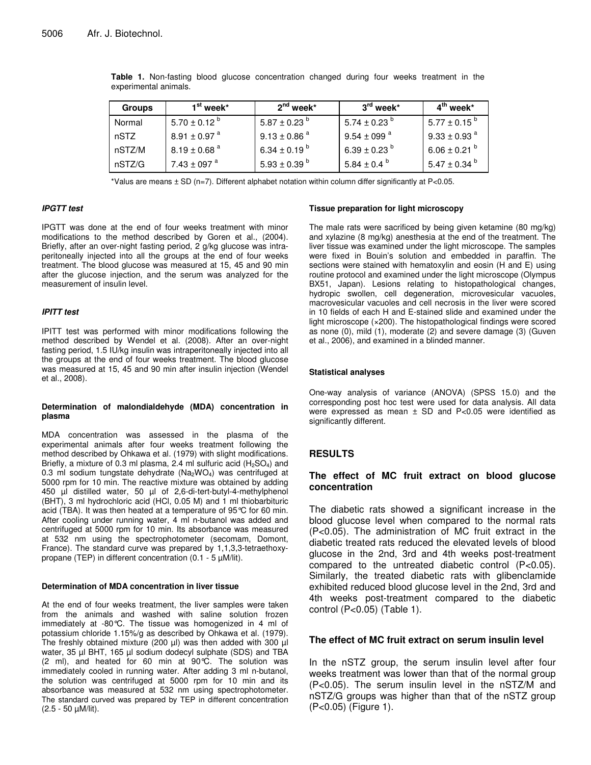**Table 1.** Non-fasting blood glucose concentration changed during four weeks treatment in the experimental animals.

| Groups | 1st week* | 2nd week* | 3rd week* | 4th week* |
|---|---|---|---|---|
| Normal | 5.70 ± 0.12 [b] | 5.87 ± 0.23 [b] | 5.74 ± 0.23 [b] | 5.77 ± 0.15 [b] |
| nSTZ | 8.91 ± 0.97 [a] | 9.13 ± 0.86 [a] | 9.54 ± 099 [a] | 9.33 ± 0.93 [a] |
| nSTZ/M | 8.19 ± 0.68 [a] | 6.34 ± 0.19 [b] | 6.39 ± 0.23 [b] | 6.06 ± 0.21 [b] |
| nSTZ/G | 7.43 ± 097 [a] | 5.93 ± 0.39 [b] | 5.84 ± 0.4 [b] | 5.47 ± 0.34 [b] |

*Valus are means ± SD (n=7). Different alphabet notation within column differ significantly at P<0.05.

***IPGTT test***

IPGTT was done at the end of four weeks treatment with minor modifications to the method described by Goren et al., (2004). Briefly, after an over-night fasting period, 2 g/kg glucose was intra-peritoneally injected into all the groups at the end of four weeks treatment. The blood glucose was measured at 15, 45 and 90 min after the glucose injection, and the serum was analyzed for the measurement of insulin level.

***IPITT test***

IPITT test was performed with minor modifications following the method described by Wendel et al. (2008). After an over-night fasting period, 1.5 IU/kg insulin was intraperitoneally injected into all the groups at the end of four weeks treatment. The blood glucose was measured at 15, 45 and 90 min after insulin injection (Wendel et al., 2008).

**Determination of malondialdehyde (MDA) concentration in plasma**

MDA concentration was assessed in the plasma of the experimental animals after four weeks treatment following the method described by Ohkawa et al. (1979) with slight modifications. Briefly, a mixture of 0.3 ml plasma, 2.4 ml sulfuric acid ($H_2SO_4$) and 0.3 ml sodium tungstate dehydrate ($Na_2WO_4$) was centrifuged at 5000 rpm for 10 min. The reactive mixture was obtained by adding 450 µl distilled water, 50 µl of 2,6-di-tert-butyl-4-methylphenol (BHT), 3 ml hydrochloric acid (HCl, 0.05 M) and 1 ml thiobarbituric acid (TBA). It was then heated at a temperature of 95°C for 60 min. After cooling under running water, 4 ml n-butanol was added and centrifuged at 5000 rpm for 10 min. Its absorbance was measured at 532 nm using the spectrophotometer (secomam, Domont, France). The standard curve was prepared by 1,1,3,3-tetraethoxy-propane (TEP) in different concentration (0.1 - 5 µM/lit).

**Determination of MDA concentration in liver tissue**

At the end of four weeks treatment, the liver samples were taken from the animals and washed with saline solution frozen immediately at -80°C. The tissue was homogenized in 4 ml of potassium chloride 1.15%/g as described by Ohkawa et al. (1979). The freshly obtained mixture (200 µl) was then added with 300 µl water, 35 µl BHT, 165 µl sodium dodecyl sulphate (SDS) and TBA (2 ml), and heated for 60 min at 90°C. The solution was immediately cooled in running water. After adding 3 ml n-butanol, the solution was centrifuged at 5000 rpm for 10 min and its absorbance was measured at 532 nm using spectrophotometer. The standard curved was prepared by TEP in different concentration (2.5 - 50 µM/lit).

**Tissue preparation for light microscopy**

The male rats were sacrificed by being given ketamine (80 mg/kg) and xylazine (8 mg/kg) anesthesia at the end of the treatment. The liver tissue was examined under the light microscope. The samples were fixed in Bouin's solution and embedded in paraffin. The sections were stained with hematoxylin and eosin (H and E) using routine protocol and examined under the light microscope (Olympus BX51, Japan). Lesions relating to histopathological changes, hydropic swollen, cell degeneration, microvesicular vacuoles, macrovesicular vacuoles and cell necrosis in the liver were scored in 10 fields of each H and E-stained slide and examined under the light microscope (×200). The histopathological findings were scored as none (0), mild (1), moderate (2) and severe damage (3) (Guven et al., 2006), and examined in a blinded manner.

**Statistical analyses**

One-way analysis of variance (ANOVA) (SPSS 15.0) and the corresponding post hoc test were used for data analysis. All data were expressed as mean ± SD and P<0.05 were identified as significantly different.

## RESULTS

### The effect of MC fruit extract on blood glucose concentration

The diabetic rats showed a significant increase in the blood glucose level when compared to the normal rats (P<0.05). The administration of MC fruit extract in the diabetic treated rats reduced the elevated levels of blood glucose in the 2nd, 3rd and 4th weeks post-treatment compared to the untreated diabetic control (P<0.05). Similarly, the treated diabetic rats with glibenclamide exhibited reduced blood glucose level in the 2nd, 3rd and 4th weeks post-treatment compared to the diabetic control (P<0.05) (Table 1).

### The effect of MC fruit extract on serum insulin level

In the nSTZ group, the serum insulin level after four weeks treatment was lower than that of the normal group (P<0.05). The serum insulin level in the nSTZ/M and nSTZ/G groups was higher than that of the nSTZ group (P<0.05) (Figure 1).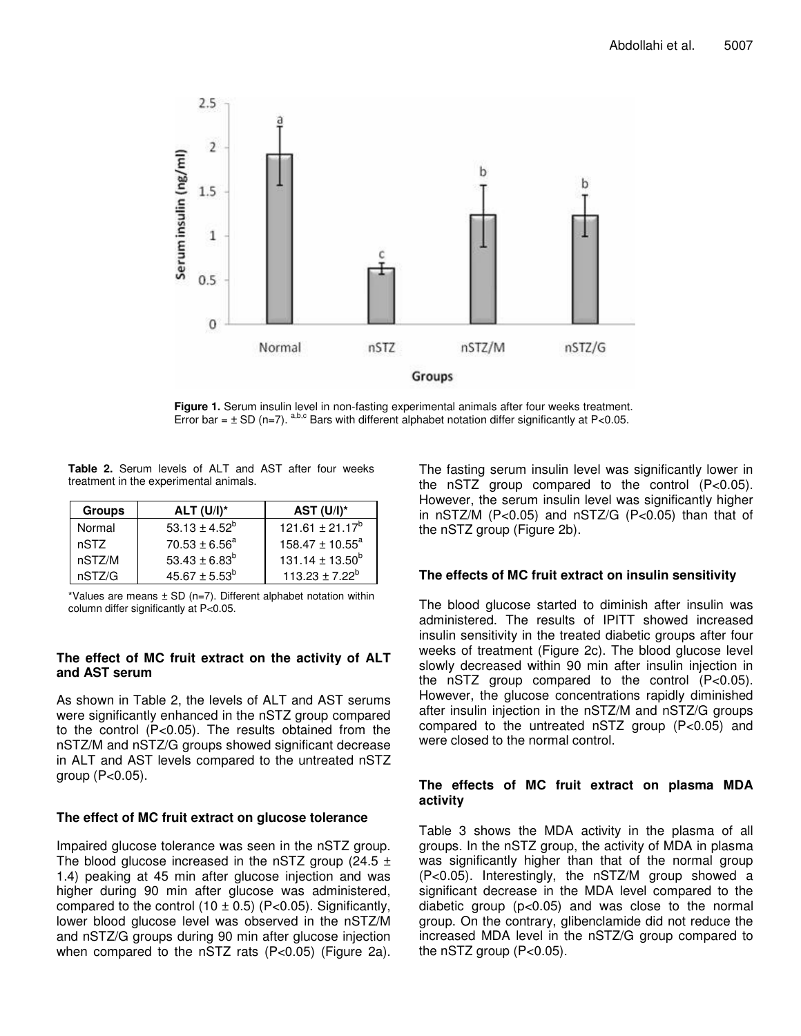**Figure 1.** Serum insulin level in non-fasting experimental animals after four weeks treatment. Error bar = ± SD (n=7). [a,b,c] Bars with different alphabet notation differ significantly at P<0.05.

**Table 2.** Serum levels of ALT and AST after four weeks treatment in the experimental animals.

| Groups | ALT (U/l)* | AST (U/l)* |
|---|---|---|
| Normal | 53.13 ± 4.52$^{b}$ | 121.61 ± 21.17$^{b}$ |
| nSTZ | 70.53 ± 6.56$^{a}$ | 158.47 ± 10.55$^{a}$ |
| nSTZ/M | 53.43 ± 6.83$^{b}$ | 131.14 ± 13.50$^{b}$ |
| nSTZ/G | 45.67 ± 5.53$^{b}$ | 113.23 ± 7.22$^{b}$ |

*Values are means ± SD (n=7). Different alphabet notation within column differ significantly at P<0.05.

### The effect of MC fruit extract on the activity of ALT and AST serum

As shown in Table 2, the levels of ALT and AST serums were significantly enhanced in the nSTZ group compared to the control (P<0.05). The results obtained from the nSTZ/M and nSTZ/G groups showed significant decrease in ALT and AST levels compared to the untreated nSTZ group (P<0.05).

### The effect of MC fruit extract on glucose tolerance

Impaired glucose tolerance was seen in the nSTZ group. The blood glucose increased in the nSTZ group (24.5 ± 1.4) peaking at 45 min after glucose injection and was higher during 90 min after glucose was administered, compared to the control (10 ± 0.5) (P<0.05). Significantly, lower blood glucose level was observed in the nSTZ/M and nSTZ/G groups during 90 min after glucose injection when compared to the nSTZ rats (P<0.05) (Figure 2a). The fasting serum insulin level was significantly lower in the nSTZ group compared to the control (P<0.05). However, the serum insulin level was significantly higher in nSTZ/M (P<0.05) and nSTZ/G (P<0.05) than that of the nSTZ group (Figure 2b).

### The effects of MC fruit extract on insulin sensitivity

The blood glucose started to diminish after insulin was administered. The results of IPITT showed increased insulin sensitivity in the treated diabetic groups after four weeks of treatment (Figure 2c). The blood glucose level slowly decreased within 90 min after insulin injection in the nSTZ group compared to the control (P<0.05). However, the glucose concentrations rapidly diminished after insulin injection in the nSTZ/M and nSTZ/G groups compared to the untreated nSTZ group (P<0.05) and were closed to the normal control.

### The effects of MC fruit extract on plasma MDA activity

Table 3 shows the MDA activity in the plasma of all groups. In the nSTZ group, the activity of MDA in plasma was significantly higher than that of the normal group (P<0.05). Interestingly, the nSTZ/M group showed a significant decrease in the MDA level compared to the diabetic group (p<0.05) and was close to the normal group. On the contrary, glibenclamide did not reduce the increased MDA level in the nSTZ/G group compared to the nSTZ group (P<0.05).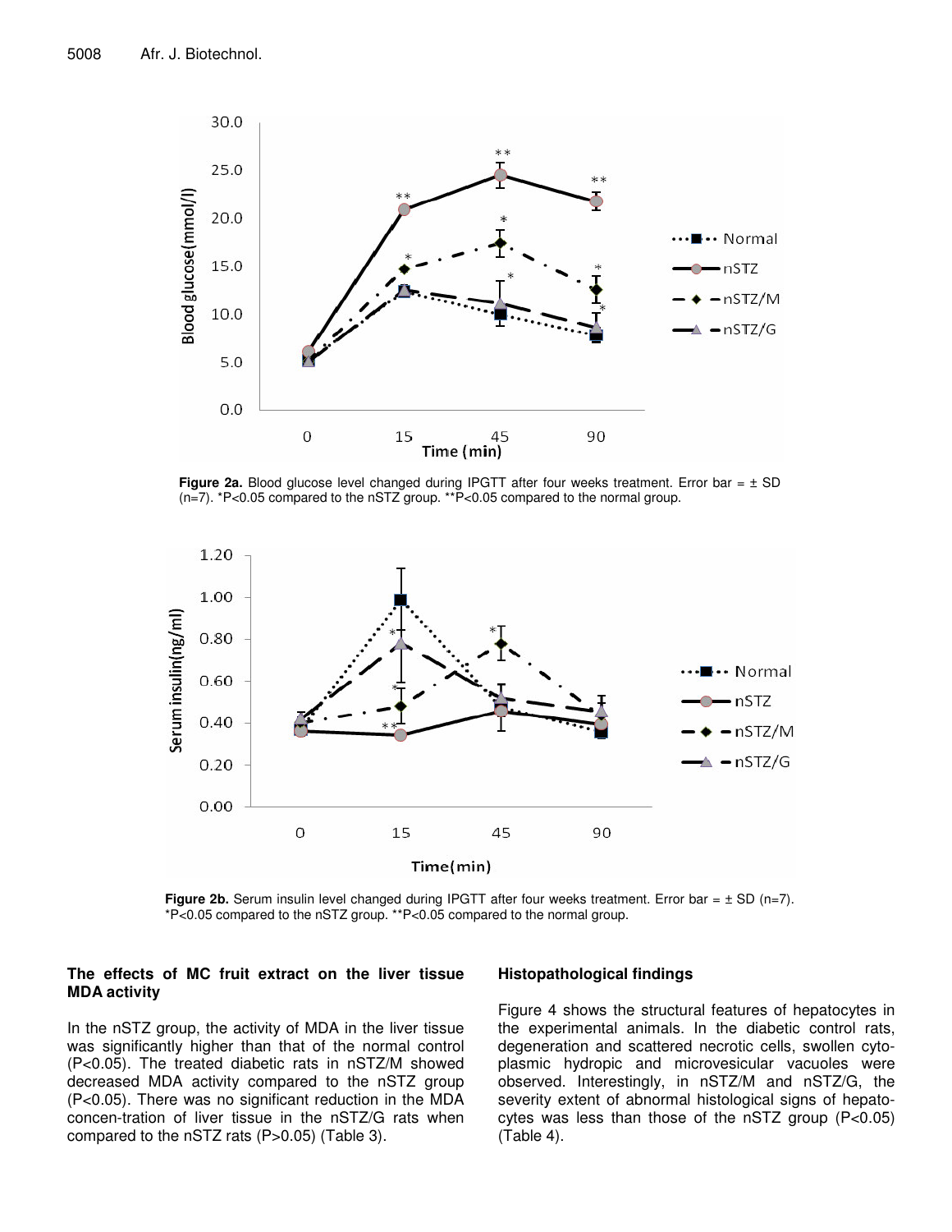Figure 2a. Blood glucose level changed during IPGTT after four weeks treatment. Error bar = ± SD (n=7). *P<0.05 compared to the nSTZ group. **P<0.05 compared to the normal group.

Figure 2b. Serum insulin level changed during IPGTT after four weeks treatment. Error bar = ± SD (n=7). *P<0.05 compared to the nSTZ group. **P<0.05 compared to the normal group.

### The effects of MC fruit extract on the liver tissue MDA activity

In the nSTZ group, the activity of MDA in the liver tissue was significantly higher than that of the normal control (P<0.05). The treated diabetic rats in nSTZ/M showed decreased MDA activity compared to the nSTZ group (P<0.05). There was no significant reduction in the MDA concen-tration of liver tissue in the nSTZ/G rats when compared to the nSTZ rats (P>0.05) (Table 3).

### Histopathological findings

Figure 4 shows the structural features of hepatocytes in the experimental animals. In the diabetic control rats, degeneration and scattered necrotic cells, swollen cyto-plasmic hydropic and microvesicular vacuoles were observed. Interestingly, in nSTZ/M and nSTZ/G, the severity extent of abnormal histological signs of hepato-cytes was less than those of the nSTZ group (P<0.05) (Table 4).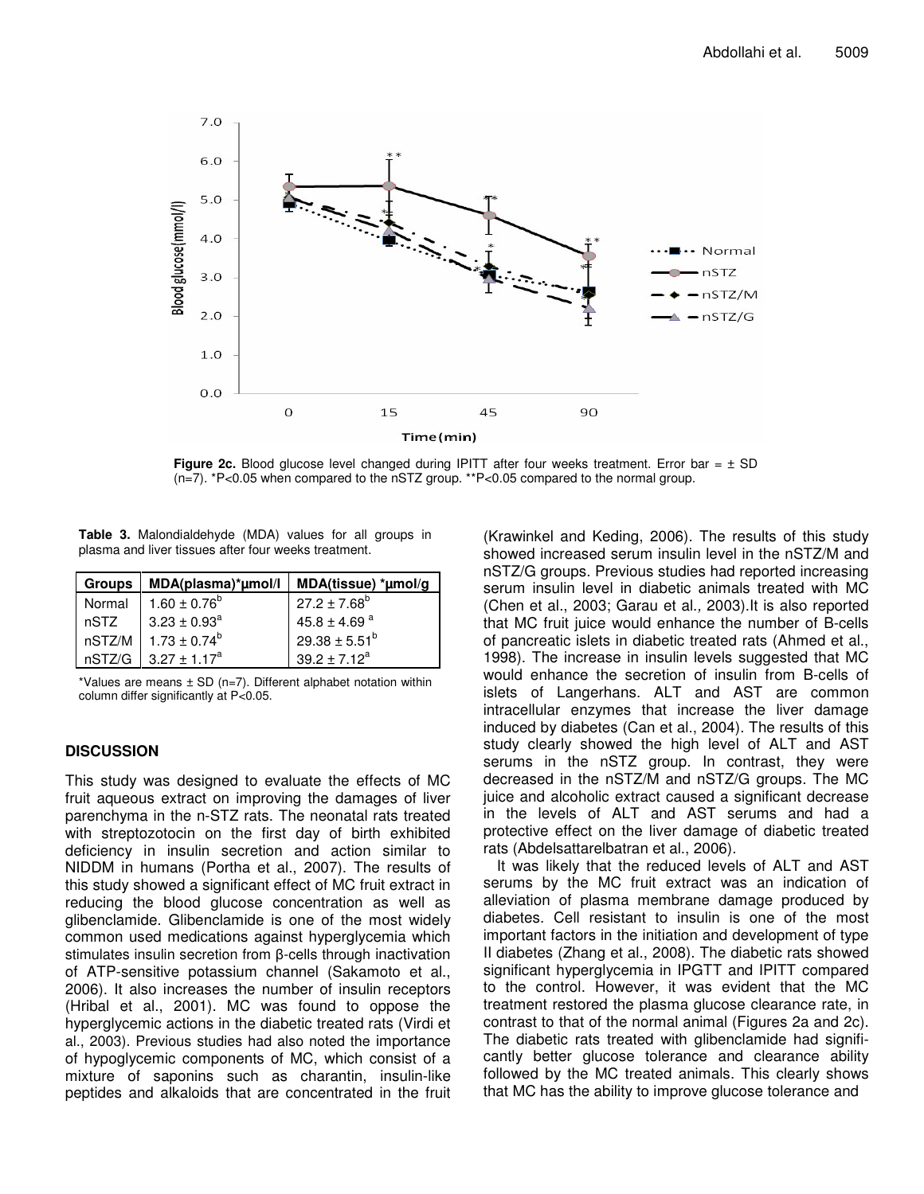**Figure 2c.** Blood glucose level changed during IPITT after four weeks treatment. Error bar = ± SD (n=7). *P<0.05 when compared to the nSTZ group. **P<0.05 compared to the normal group.

**Table 3.** Malondialdehyde (MDA) values for all groups in plasma and liver tissues after four weeks treatment.

| Groups | MDA(plasma)*µmol/l | MDA(tissue) *µmol/g |
|---|---|---|
| Normal | $1.60 \pm 0.76^{b}$ | $27.2 \pm 7.68^{b}$ |
| nSTZ | $3.23 \pm 0.93^{a}$ | $45.8 \pm 4.69^{a}$ |
| nSTZ/M | $1.73 \pm 0.74^{b}$ | $29.38 \pm 5.51^{b}$ |
| nSTZ/G | $3.27 \pm 1.17^{a}$ | $39.2 \pm 7.12^{a}$ |

*Values are means ± SD (n=7). Different alphabet notation within column differ significantly at P<0.05.

## DISCUSSION

This study was designed to evaluate the effects of MC fruit aqueous extract on improving the damages of liver parenchyma in the n-STZ rats. The neonatal rats treated with streptozotocin on the first day of birth exhibited deficiency in insulin secretion and action similar to NIDDM in humans (Portha et al., 2007). The results of this study showed a significant effect of MC fruit extract in reducing the blood glucose concentration as well as glibenclamide. Glibenclamide is one of the most widely common used medications against hyperglycemia which stimulates insulin secretion from β-cells through inactivation of ATP-sensitive potassium channel (Sakamoto et al., 2006). It also increases the number of insulin receptors (Hribal et al., 2001). MC was found to oppose the hyperglycemic actions in the diabetic treated rats (Virdi et al., 2003). Previous studies had also noted the importance of hypoglycemic components of MC, which consist of a mixture of saponins such as charantin, insulin-like peptides and alkaloids that are concentrated in the fruit (Krawinkel and Keding, 2006). The results of this study showed increased serum insulin level in the nSTZ/M and nSTZ/G groups. Previous studies had reported increasing serum insulin level in diabetic animals treated with MC (Chen et al., 2003; Garau et al., 2003).It is also reported that MC fruit juice would enhance the number of B-cells of pancreatic islets in diabetic treated rats (Ahmed et al., 1998). The increase in insulin levels suggested that MC would enhance the secretion of insulin from B-cells of islets of Langerhans. ALT and AST are common intracellular enzymes that increase the liver damage induced by diabetes (Can et al., 2004). The results of this study clearly showed the high level of ALT and AST serums in the nSTZ group. In contrast, they were decreased in the nSTZ/M and nSTZ/G groups. The MC juice and alcoholic extract caused a significant decrease in the levels of ALT and AST serums and had a protective effect on the liver damage of diabetic treated rats (Abdelsattarelbatran et al., 2006).

It was likely that the reduced levels of ALT and AST serums by the MC fruit extract was an indication of alleviation of plasma membrane damage produced by diabetes. Cell resistant to insulin is one of the most important factors in the initiation and development of type II diabetes (Zhang et al., 2008). The diabetic rats showed significant hyperglycemia in IPGTT and IPITT compared to the control. However, it was evident that the MC treatment restored the plasma glucose clearance rate, in contrast to that of the normal animal (Figures 2a and 2c). The diabetic rats treated with glibenclamide had significantly better glucose tolerance and clearance ability followed by the MC treated animals. This clearly shows that MC has the ability to improve glucose tolerance and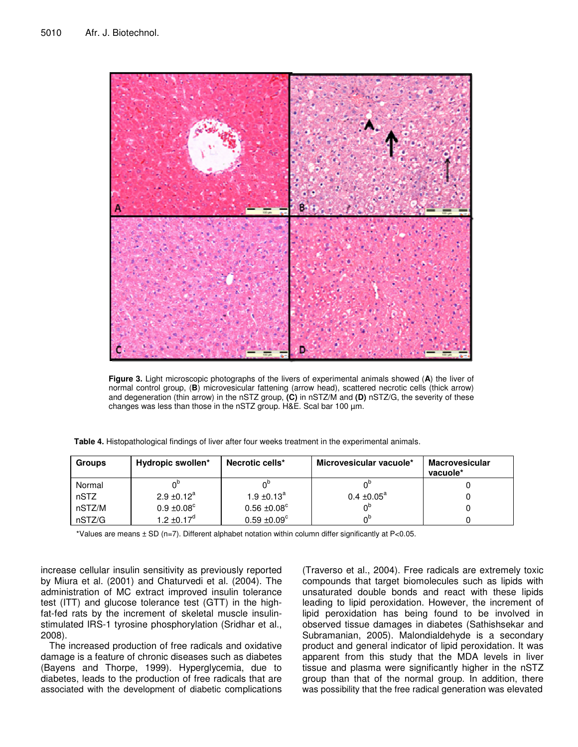**Figure 3.** Light microscopic photographs of the livers of experimental animals showed (**A**) the liver of normal control group, (**B**) microvesicular fattening (arrow head), scattered necrotic cells (thick arrow) and degeneration (thin arrow) in the nSTZ group, **(C)** in nSTZ/M and **(D)** nSTZ/G, the severity of these changes was less than those in the nSTZ group. H&E. Scal bar 100 µm.

**Table 4.** Histopathological findings of liver after four weeks treatment in the experimental animals.

| Groups | Hydropic swollen* | Necrotic cells* | Microvesicular vacuole* | Macrovesicular vacuole* |
|---|---|---|---|---|
| Normal | $0^b$ | $0^b$ | $0^b$ | 0 |
| nSTZ | $2.9 \pm 0.12^a$ | $1.9 \pm 0.13^a$ | $0.4 \pm 0.05^a$ | 0 |
| nSTZ/M | $0.9 \pm 0.08^c$ | $0.56 \pm 0.08^c$ | $0^b$ | 0 |
| nSTZ/G | $1.2 \pm 0.17^d$ | $0.59 \pm 0.09^c$ | $0^b$ | 0 |

*Values are means ± SD (n=7). Different alphabet notation within column differ significantly at P<0.05.

increase cellular insulin sensitivity as previously reported by Miura et al. (2001) and Chaturvedi et al. (2004). The administration of MC extract improved insulin tolerance test (ITT) and glucose tolerance test (GTT) in the high-fat-fed rats by the increment of skeletal muscle insulin-stimulated IRS-1 tyrosine phosphorylation (Sridhar et al., 2008).

The increased production of free radicals and oxidative damage is a feature of chronic diseases such as diabetes (Bayens and Thorpe, 1999). Hyperglycemia, due to diabetes, leads to the production of free radicals that are associated with the development of diabetic complications (Traverso et al., 2004). Free radicals are extremely toxic compounds that target biomolecules such as lipids with unsaturated double bonds and react with these lipids leading to lipid peroxidation. However, the increment of lipid peroxidation has being found to be involved in observed tissue damages in diabetes (Sathishsekar and Subramanian, 2005). Malondialdehyde is a secondary product and general indicator of lipid peroxidation. It was apparent from this study that the MDA levels in liver tissue and plasma were significantly higher in the nSTZ group than that of the normal group. In addition, there was possibility that the free radical generation was elevated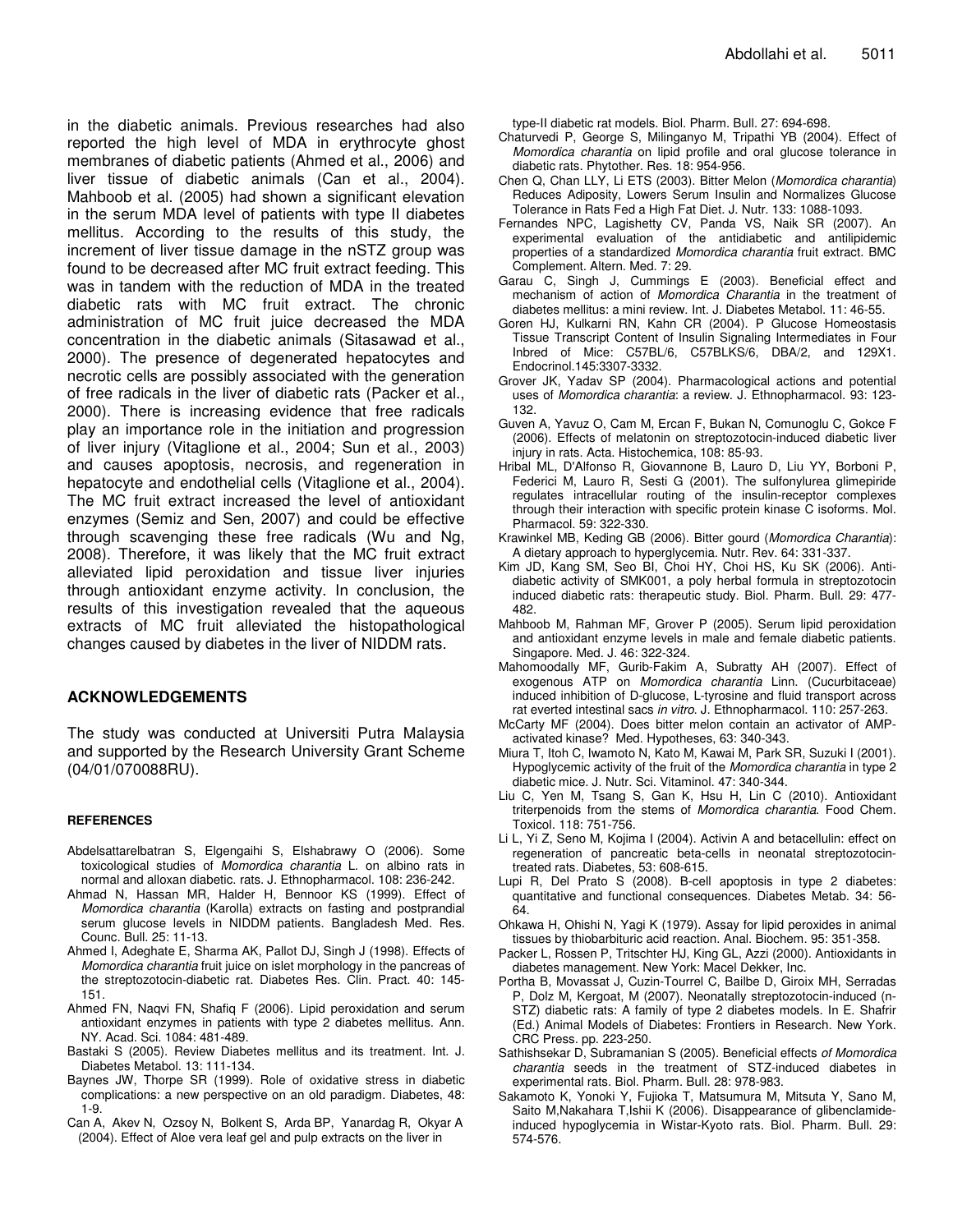in the diabetic animals. Previous researches had also reported the high level of MDA in erythrocyte ghost membranes of diabetic patients (Ahmed et al., 2006) and liver tissue of diabetic animals (Can et al., 2004). Mahboob et al. (2005) had shown a significant elevation in the serum MDA level of patients with type II diabetes mellitus. According to the results of this study, the increment of liver tissue damage in the nSTZ group was found to be decreased after MC fruit extract feeding. This was in tandem with the reduction of MDA in the treated diabetic rats with MC fruit extract. The chronic administration of MC fruit juice decreased the MDA concentration in the diabetic animals (Sitasawad et al., 2000). The presence of degenerated hepatocytes and necrotic cells are possibly associated with the generation of free radicals in the liver of diabetic rats (Packer et al., 2000). There is increasing evidence that free radicals play an importance role in the initiation and progression of liver injury (Vitaglione et al., 2004; Sun et al., 2003) and causes apoptosis, necrosis, and regeneration in hepatocyte and endothelial cells (Vitaglione et al., 2004). The MC fruit extract increased the level of antioxidant enzymes (Semiz and Sen, 2007) and could be effective through scavenging these free radicals (Wu and Ng, 2008). Therefore, it was likely that the MC fruit extract alleviated lipid peroxidation and tissue liver injuries through antioxidant enzyme activity. In conclusion, the results of this investigation revealed that the aqueous extracts of MC fruit alleviated the histopathological changes caused by diabetes in the liver of NIDDM rats.

## ACKNOWLEDGEMENTS

The study was conducted at Universiti Putra Malaysia and supported by the Research University Grant Scheme (04/01/070088RU).

### REFERENCES

Abdelsattarelbatran S, Elgengaihi S, Elshabrawy O (2006). Some toxicological studies of *Momordica charantia* L. on albino rats in normal and alloxan diabetic. rats. J. Ethnopharmacol. 108: 236-242.

Ahmad N, Hassan MR, Halder H, Bennoor KS (1999). Effect of *Momordica charantia* (Karolla) extracts on fasting and postprandial serum glucose levels in NIDDM patients. Bangladesh Med. Res. Counc. Bull. 25: 11-13.

Ahmed I, Adeghate E, Sharma AK, Pallot DJ, Singh J (1998). Effects of *Momordica charantia* fruit juice on islet morphology in the pancreas of the streptozotocin-diabetic rat. Diabetes Res. Clin. Pract. 40: 145-151.

Ahmed FN, Naqvi FN, Shafiq F (2006). Lipid peroxidation and serum antioxidant enzymes in patients with type 2 diabetes mellitus. Ann. NY. Acad. Sci. 1084: 481-489.

Bastaki S (2005). Review Diabetes mellitus and its treatment. Int. J. Diabetes Metabol. 13: 111-134.

Baynes JW, Thorpe SR (1999). Role of oxidative stress in diabetic complications: a new perspective on an old paradigm. Diabetes, 48: 1-9.

Can A, Akev N, Ozsoy N, Bolkent S, Arda BP, Yanardag R, Okyar A (2004). Effect of Aloe vera leaf gel and pulp extracts on the liver in type-II diabetic rat models. Biol. Pharm. Bull. 27: 694-698.

Chaturvedi P, George S, Milinganyo M, Tripathi YB (2004). Effect of *Momordica charantia* on lipid profile and oral glucose tolerance in diabetic rats. Phytother. Res. 18: 954-956.

Chen Q, Chan LLY, Li ETS (2003). Bitter Melon (*Momordica charantia*) Reduces Adiposity, Lowers Serum Insulin and Normalizes Glucose Tolerance in Rats Fed a High Fat Diet. J. Nutr. 133: 1088-1093.

Fernandes NPC, Lagishetty CV, Panda VS, Naik SR (2007). An experimental evaluation of the antidiabetic and antilipidemic properties of a standardized *Momordica charantia* fruit extract. BMC Complement. Altern. Med. 7: 29.

Garau C, Singh J, Cummings E (2003). Beneficial effect and mechanism of action of *Momordica Charantia* in the treatment of diabetes mellitus: a mini review. Int. J. Diabetes Metabol. 11: 46-55.

Goren HJ, Kulkarni RN, Kahn CR (2004). P Glucose Homeostasis Tissue Transcript Content of Insulin Signaling Intermediates in Four Inbred of Mice: C57BL/6, C57BLKS/6, DBA/2, and 129X1. Endocrinol.145:3307-3332.

Grover JK, Yadav SP (2004). Pharmacological actions and potential uses of *Momordica charantia*: a review. J. Ethnopharmacol. 93: 123-132.

Guven A, Yavuz O, Cam M, Ercan F, Bukan N, Comunoglu C, Gokce F (2006). Effects of melatonin on streptozotocin-induced diabetic liver injury in rats. Acta. Histochemica, 108: 85-93.

Hribal ML, D'Alfonso R, Giovannone B, Lauro D, Liu YY, Borboni P, Federici M, Lauro R, Sesti G (2001). The sulfonylurea glimepiride regulates intracellular routing of the insulin-receptor complexes through their interaction with specific protein kinase C isoforms. Mol. Pharmacol. 59: 322-330.

Krawinkel MB, Keding GB (2006). Bitter gourd (*Momordica Charantia*): A dietary approach to hyperglycemia. Nutr. Rev. 64: 331-337.

Kim JD, Kang SM, Seo BI, Choi HY, Choi HS, Ku SK (2006). Anti-diabetic activity of SMK001, a poly herbal formula in streptozotocin induced diabetic rats: therapeutic study. Biol. Pharm. Bull. 29: 477-482.

Mahboob M, Rahman MF, Grover P (2005). Serum lipid peroxidation and antioxidant enzyme levels in male and female diabetic patients. Singapore. Med. J. 46: 322-324.

Mahomoodally MF, Gurib-Fakim A, Subratty AH (2007). Effect of exogenous ATP on *Momordica charantia* Linn. (Cucurbitaceae) induced inhibition of D-glucose, L-tyrosine and fluid transport across rat everted intestinal sacs *in vitro*. J. Ethnopharmacol. 110: 257-263.

McCarty MF (2004). Does bitter melon contain an activator of AMP-activated kinase? Med. Hypotheses, 63: 340-343.

Miura T, Itoh C, Iwamoto N, Kato M, Kawai M, Park SR, Suzuki I (2001). Hypoglycemic activity of the fruit of the *Momordica charantia* in type 2 diabetic mice. J. Nutr. Sci. Vitaminol. 47: 340-344.

Liu C, Yen M, Tsang S, Gan K, Hsu H, Lin C (2010). Antioxidant triterpenoids from the stems of *Momordica charantia*. Food Chem. Toxicol. 118: 751-756.

Li L, Yi Z, Seno M, Kojima I (2004). Activin A and betacellulin: effect on regeneration of pancreatic beta-cells in neonatal streptozotocin-treated rats. Diabetes, 53: 608-615.

Lupi R, Del Prato S (2008). B-cell apoptosis in type 2 diabetes: quantitative and functional consequences. Diabetes Metab. 34: 56-64.

Ohkawa H, Ohishi N, Yagi K (1979). Assay for lipid peroxides in animal tissues by thiobarbituric acid reaction. Anal. Biochem. 95: 351-358.

Packer L, Rossen P, Tritschter HJ, King GL, Azzi (2000). Antioxidants in diabetes management. New York: Macel Dekker, Inc.

Portha B, Movassat J, Cuzin-Tourrel C, Bailbe D, Giroix MH, Serradas P, Dolz M, Kergoat, M (2007). Neonatally streptozotocin-induced (n-STZ) diabetic rats: A family of type 2 diabetes models. In E. Shafrir (Ed.) Animal Models of Diabetes: Frontiers in Research. New York. CRC Press. pp. 223-250.

Sathishsekar D, Subramanian S (2005). Beneficial effects *of Momordica charantia* seeds in the treatment of STZ-induced diabetes in experimental rats. Biol. Pharm. Bull. 28: 978-983.

Sakamoto K, Yonoki Y, Fujioka T, Matsumura M, Mitsuta Y, Sano M, Saito M,Nakahara T,Ishii K (2006). Disappearance of glibenclamide-induced hypoglycemia in Wistar-Kyoto rats. Biol. Pharm. Bull. 29: 574-576.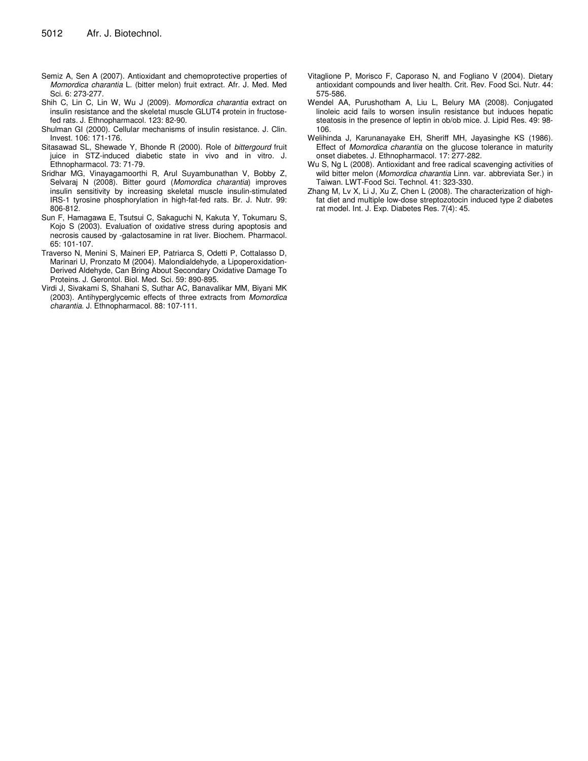Semiz A, Sen A (2007). Antioxidant and chemoprotective properties of *Momordica charantia* L. (bitter melon) fruit extract. Afr. J. Med. Med Sci. 6: 273-277.

Shih C, Lin C, Lin W, Wu J (2009). *Momordica charantia* extract on insulin resistance and the skeletal muscle GLUT4 protein in fructose-fed rats. J. Ethnopharmacol. 123: 82-90.

Shulman GI (2000). Cellular mechanisms of insulin resistance. J. Clin. Invest. 106: 171-176.

Sitasawad SL, Shewade Y, Bhonde R (2000). Role of *bittergourd* fruit juice in STZ-induced diabetic state in vivo and in vitro. J. Ethnopharmacol. 73: 71-79.

Sridhar MG, Vinayagamoorthi R, Arul Suyambunathan V, Bobby Z, Selvaraj N (2008). Bitter gourd (*Momordica charantia*) improves insulin sensitivity by increasing skeletal muscle insulin-stimulated IRS-1 tyrosine phosphorylation in high-fat-fed rats. Br. J. Nutr. 99: 806-812.

Sun F, Hamagawa E, Tsutsui C, Sakaguchi N, Kakuta Y, Tokumaru S, Kojo S (2003). Evaluation of oxidative stress during apoptosis and necrosis caused by -galactosamine in rat liver. Biochem. Pharmacol. 65: 101-107.

Traverso N, Menini S, Maineri EP, Patriarca S, Odetti P, Cottalasso D, Marinari U, Pronzato M (2004). Malondialdehyde, a Lipoperoxidation-Derived Aldehyde, Can Bring About Secondary Oxidative Damage To Proteins. J. Gerontol. Biol. Med. Sci. 59: 890-895.

Virdi J, Sivakami S, Shahani S, Suthar AC, Banavalikar MM, Biyani MK (2003). Antihyperglycemic effects of three extracts from *Momordica charantia*. J. Ethnopharmacol. 88: 107-111.

Vitaglione P, Morisco F, Caporaso N, and Fogliano V (2004). Dietary antioxidant compounds and liver health. Crit. Rev. Food Sci. Nutr. 44: 575-586.

Wendel AA, Purushotham A, Liu L, Belury MA (2008). Conjugated linoleic acid fails to worsen insulin resistance but induces hepatic steatosis in the presence of leptin in ob/ob mice. J. Lipid Res. 49: 98-106.

Welihinda J, Karunanayake EH, Sheriff MH, Jayasinghe KS (1986). Effect of *Momordica charantia* on the glucose tolerance in maturity onset diabetes. J. Ethnopharmacol. 17: 277-282.

Wu S, Ng L (2008). Antioxidant and free radical scavenging activities of wild bitter melon (*Momordica charantia* Linn. var. abbreviata Ser.) in Taiwan. LWT-Food Sci. Technol. 41: 323-330.

Zhang M, Lv X, Li J, Xu Z, Chen L (2008). The characterization of high-fat diet and multiple low-dose streptozotocin induced type 2 diabetes rat model. Int. J. Exp. Diabetes Res. 7(4): 45.